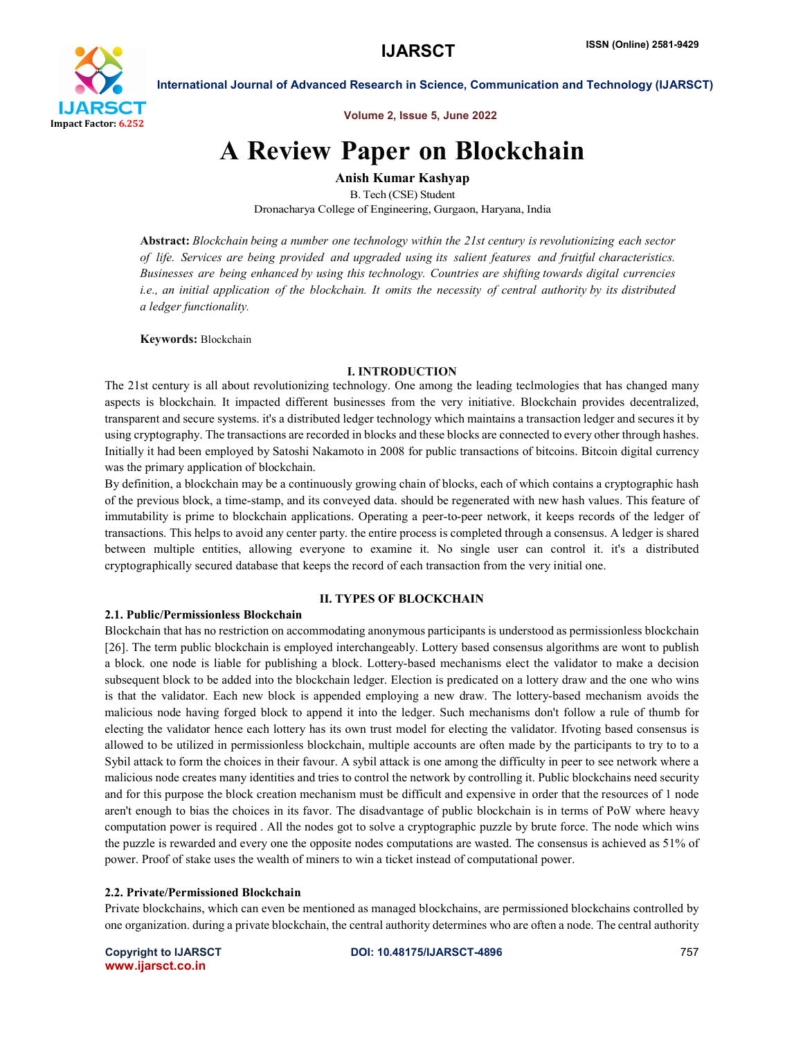# A Review Paper on Blockchain

**Anish Kumar Kashyap**

B. Tech (CSE) Student

Dronacharya College of Engineering, Gurgaon, Haryana, India

**Abstract:** *Blockchain being a number one technology within the 21st century is revolutionizing each sector of life. Services are being provided and upgraded using its salient features and fruitful characteristics. Businesses are being enhanced by using this technology. Countries are shifting towards digital currencies i.e., an initial application of the blockchain. It omits the necessity of central authority by its distributed a ledger functionality.*

**Keywords:** Blockchain

## I. INTRODUCTION

The 21st century is all about revolutionizing technology. One among the leading teclmologies that has changed many aspects is blockchain. It impacted different businesses from the very initiative. Blockchain provides decentralized, transparent and secure systems. it's a distributed ledger technology which maintains a transaction ledger and secures it by using cryptography. The transactions are recorded in blocks and these blocks are connected to every other through hashes. Initially it had been employed by Satoshi Nakamoto in 2008 for public transactions of bitcoins. Bitcoin digital currency was the primary application of blockchain.

By definition, a blockchain may be a continuously growing chain of blocks, each of which contains a cryptographic hash of the previous block, a time-stamp, and its conveyed data. should be regenerated with new hash values. This feature of immutability is prime to blockchain applications. Operating a peer-to-peer network, it keeps records of the ledger of transactions. This helps to avoid any center party. the entire process is completed through a consensus. A ledger is shared between multiple entities, allowing everyone to examine it. No single user can control it. it's a distributed cryptographically secured database that keeps the record of each transaction from the very initial one.

## II. TYPES OF BLOCKCHAIN

### 2.1. Public/Permissionless Blockchain

Blockchain that has no restriction on accommodating anonymous participants is understood as permissionless blockchain [26]. The term public blockchain is employed interchangeably. Lottery based consensus algorithms are wont to publish a block. one node is liable for publishing a block. Lottery-based mechanisms elect the validator to make a decision subsequent block to be added into the blockchain ledger. Election is predicated on a lottery draw and the one who wins is that the validator. Each new block is appended employing a new draw. The lottery-based mechanism avoids the malicious node having forged block to append it into the ledger. Such mechanisms don't follow a rule of thumb for electing the validator hence each lottery has its own trust model for electing the validator. Ifvoting based consensus is allowed to be utilized in permissionless blockchain, multiple accounts are often made by the participants to try to to a Sybil attack to form the choices in their favour. A sybil attack is one among the difficulty in peer to see network where a malicious node creates many identities and tries to control the network by controlling it. Public blockchains need security and for this purpose the block creation mechanism must be difficult and expensive in order that the resources of 1 node aren't enough to bias the choices in its favor. The disadvantage of public blockchain is in terms of PoW where heavy computation power is required . All the nodes got to solve a cryptographic puzzle by brute force. The node which wins the puzzle is rewarded and every one the opposite nodes computations are wasted. The consensus is achieved as 51% of power. Proof of stake uses the wealth of miners to win a ticket instead of computational power.

### 2.2. Private/Permissioned Blockchain

Private blockchains, which can even be mentioned as managed blockchains, are permissioned blockchains controlled by one organization. during a private blockchain, the central authority determines who are often a node. The central authority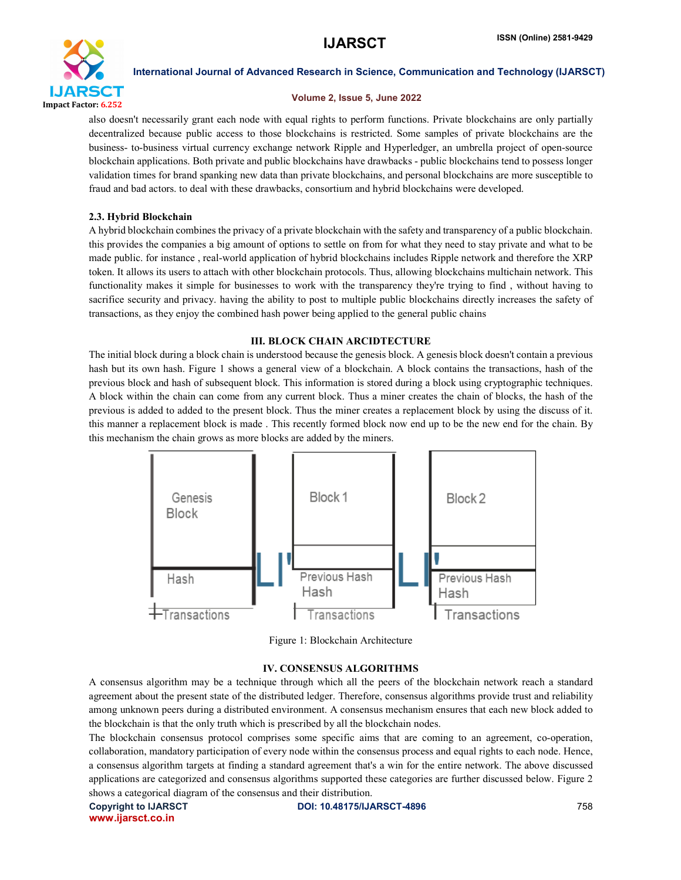also doesn't necessarily grant each node with equal rights to perform functions. Private blockchains are only partially decentralized because public access to those blockchains is restricted. Some samples of private blockchains are the business- to-business virtual currency exchange network Ripple and Hyperledger, an umbrella project of open-source blockchain applications. Both private and public blockchains have drawbacks - public blockchains tend to possess longer validation times for brand spanking new data than private blockchains, and personal blockchains are more susceptible to fraud and bad actors. to deal with these drawbacks, consortium and hybrid blockchains were developed.

### 2.3. Hybrid Blockchain

A hybrid blockchain combines the privacy of a private blockchain with the safety and transparency of a public blockchain. this provides the companies a big amount of options to settle on from for what they need to stay private and what to be made public. for instance , real-world application of hybrid blockchains includes Ripple network and therefore the XRP token. It allows its users to attach with other blockchain protocols. Thus, allowing blockchains multichain network. This functionality makes it simple for businesses to work with the transparency they're trying to find , without having to sacrifice security and privacy. having the ability to post to multiple public blockchains directly increases the safety of transactions, as they enjoy the combined hash power being applied to the general public chains

## III. BLOCK CHAIN ARCIDTECTURE

The initial block during a block chain is understood because the genesis block. A genesis block doesn't contain a previous hash but its own hash. Figure 1 shows a general view of a blockchain. A block contains the transactions, hash of the previous block and hash of subsequent block. This information is stored during a block using cryptographic techniques. A block within the chain can come from any current block. Thus a miner creates the chain of blocks, the hash of the previous is added to added to the present block. Thus the miner creates a replacement block by using the discuss of it. this manner a replacement block is made . This recently formed block now end up to be the new end for the chain. By this mechanism the chain grows as more blocks are added by the miners.

| Genesis Block | Block 1 | Block 2 |
|---|---|---|
| Hash | Previous Hash<br>Hash | Previous Hash<br>Hash |
| Transactions | Transactions | Transactions |

Figure 1: Blockchain Architecture

## IV. CONSENSUS ALGORITHMS

A consensus algorithm may be a technique through which all the peers of the blockchain network reach a standard agreement about the present state of the distributed ledger. Therefore, consensus algorithms provide trust and reliability among unknown peers during a distributed environment. A consensus mechanism ensures that each new block added to the blockchain is that the only truth which is prescribed by all the blockchain nodes.

The blockchain consensus protocol comprises some specific aims that are coming to an agreement, co-operation, collaboration, mandatory participation of every node within the consensus process and equal rights to each node. Hence, a consensus algorithm targets at finding a standard agreement that's a win for the entire network. The above discussed applications are categorized and consensus algorithms supported these categories are further discussed below. Figure 2 shows a categorical diagram of the consensus and their distribution.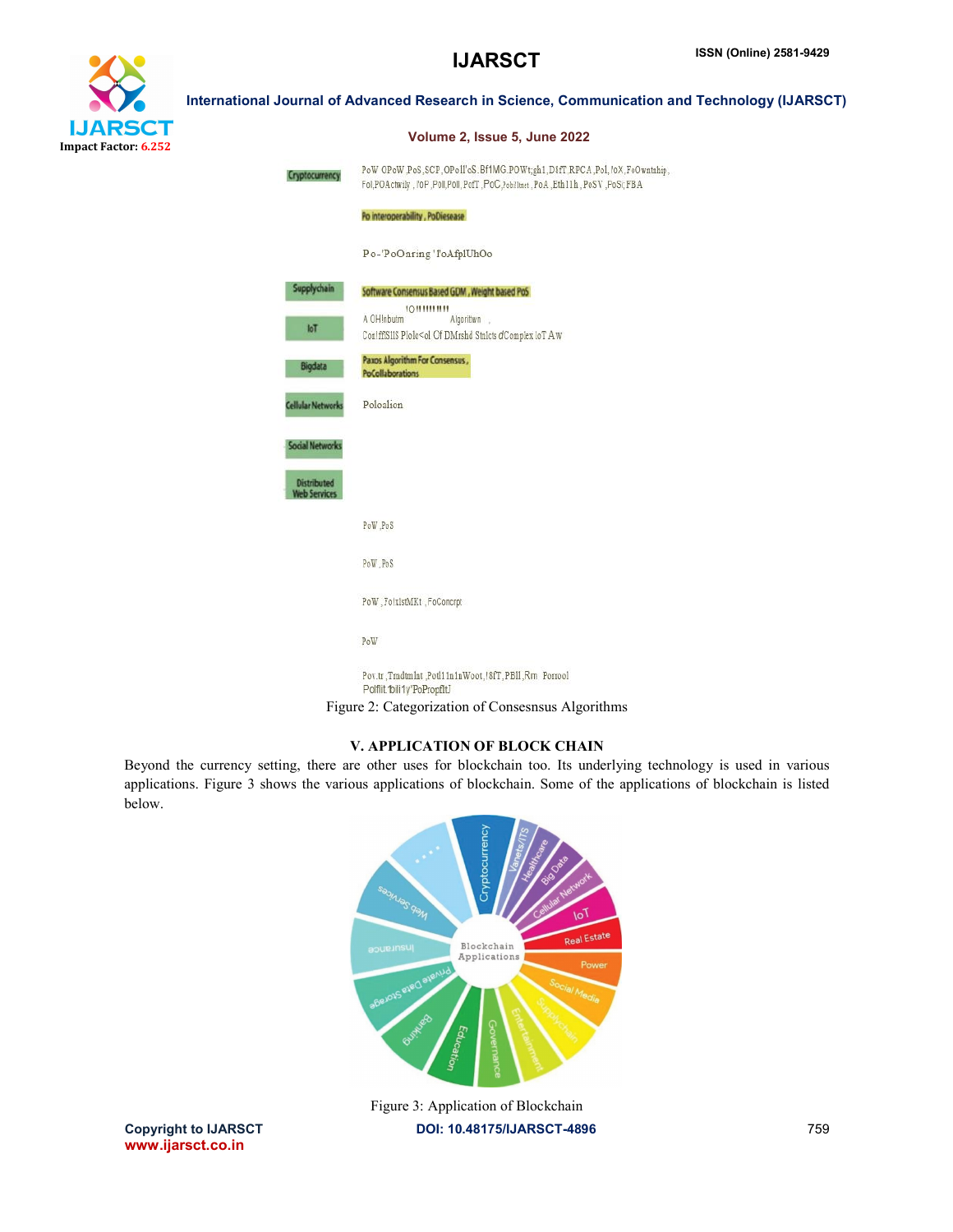Figure 2: Categorization of Consesnsus Algorithms

## V. APPLICATION OF BLOCK CHAIN

Beyond the currency setting, there are other uses for blockchain too. Its underlying technology is used in various applications. Figure 3 shows the various applications of blockchain. Some of the applications of blockchain is listed below.

Figure 3: Application of Blockchain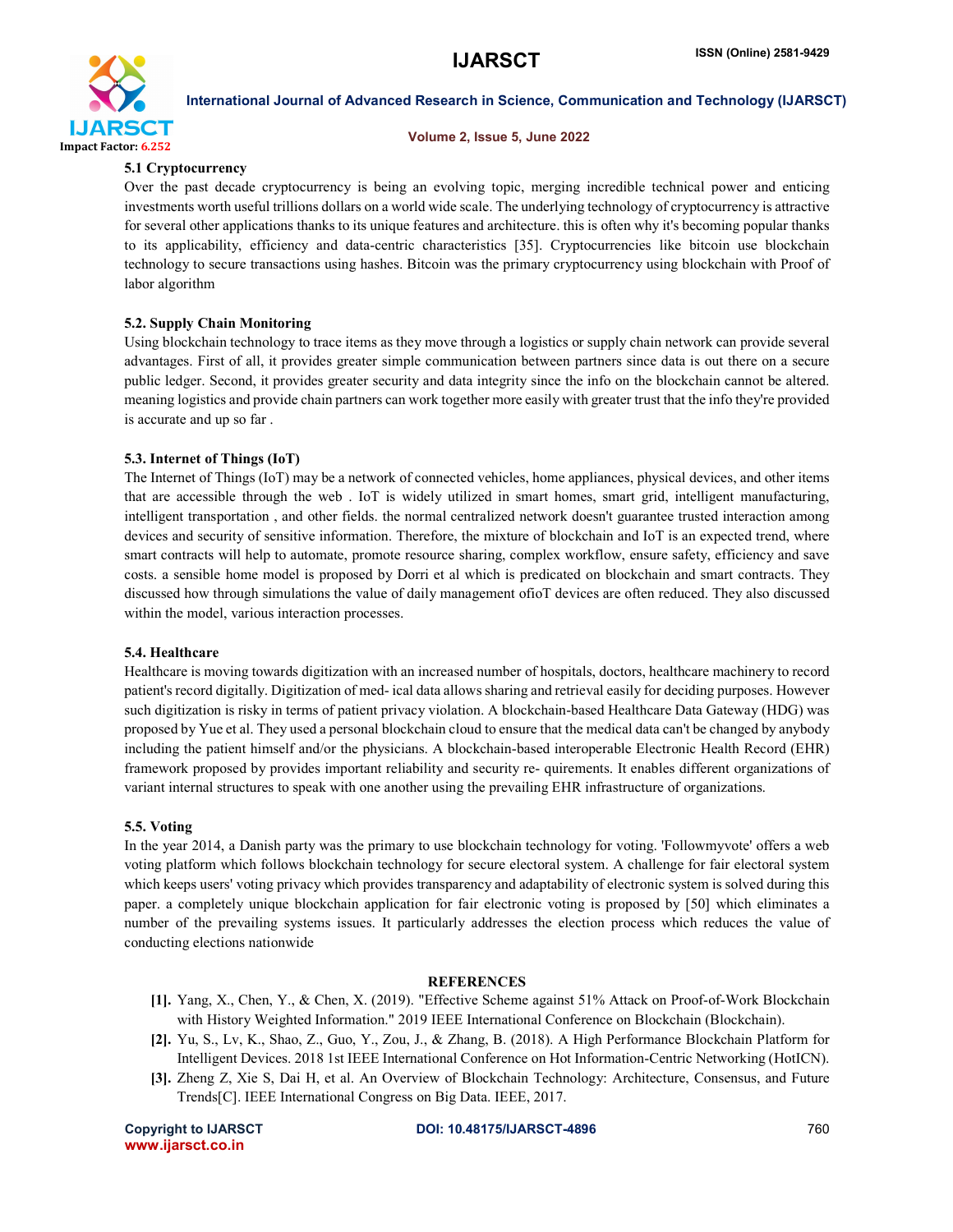### 5.1 Cryptocurrency

Over the past decade cryptocurrency is being an evolving topic, merging incredible technical power and enticing investments worth useful trillions dollars on a world wide scale. The underlying technology of cryptocurrency is attractive for several other applications thanks to its unique features and architecture. this is often why it's becoming popular thanks to its applicability, efficiency and data-centric characteristics [35]. Cryptocurrencies like bitcoin use blockchain technology to secure transactions using hashes. Bitcoin was the primary cryptocurrency using blockchain with Proof of labor algorithm

### 5.2. Supply Chain Monitoring

Using blockchain technology to trace items as they move through a logistics or supply chain network can provide several advantages. First of all, it provides greater simple communication between partners since data is out there on a secure public ledger. Second, it provides greater security and data integrity since the info on the blockchain cannot be altered. meaning logistics and provide chain partners can work together more easily with greater trust that the info they're provided is accurate and up so far .

### 5.3. Internet of Things (IoT)

The Internet of Things (IoT) may be a network of connected vehicles, home appliances, physical devices, and other items that are accessible through the web . IoT is widely utilized in smart homes, smart grid, intelligent manufacturing, intelligent transportation , and other fields. the normal centralized network doesn't guarantee trusted interaction among devices and security of sensitive information. Therefore, the mixture of blockchain and IoT is an expected trend, where smart contracts will help to automate, promote resource sharing, complex workflow, ensure safety, efficiency and save costs. a sensible home model is proposed by Dorri et al which is predicated on blockchain and smart contracts. They discussed how through simulations the value of daily management ofioT devices are often reduced. They also discussed within the model, various interaction processes.

### 5.4. Healthcare

Healthcare is moving towards digitization with an increased number of hospitals, doctors, healthcare machinery to record patient's record digitally. Digitization of med- ical data allows sharing and retrieval easily for deciding purposes. However such digitization is risky in terms of patient privacy violation. A blockchain-based Healthcare Data Gateway (HDG) was proposed by Yue et al. They used a personal blockchain cloud to ensure that the medical data can't be changed by anybody including the patient himself and/or the physicians. A blockchain-based interoperable Electronic Health Record (EHR) framework proposed by provides important reliability and security re- quirements. It enables different organizations of variant internal structures to speak with one another using the prevailing EHR infrastructure of organizations.

### 5.5. Voting

In the year 2014, a Danish party was the primary to use blockchain technology for voting. 'Followmyvote' offers a web voting platform which follows blockchain technology for secure electoral system. A challenge for fair electoral system which keeps users' voting privacy which provides transparency and adaptability of electronic system is solved during this paper. a completely unique blockchain application for fair electronic voting is proposed by [50] which eliminates a number of the prevailing systems issues. It particularly addresses the election process which reduces the value of conducting elections nationwide

## REFERENCES

- [1]. Yang, X., Chen, Y., & Chen, X. (2019). "Effective Scheme against 51% Attack on Proof-of-Work Blockchain with History Weighted Information." 2019 IEEE International Conference on Blockchain (Blockchain).
- [2]. Yu, S., Lv, K., Shao, Z., Guo, Y., Zou, J., & Zhang, B. (2018). A High Performance Blockchain Platform for Intelligent Devices. 2018 1st IEEE International Conference on Hot Information-Centric Networking (HotICN).
- [3]. Zheng Z, Xie S, Dai H, et al. An Overview of Blockchain Technology: Architecture, Consensus, and Future Trends[C]. IEEE International Congress on Big Data. IEEE, 2017.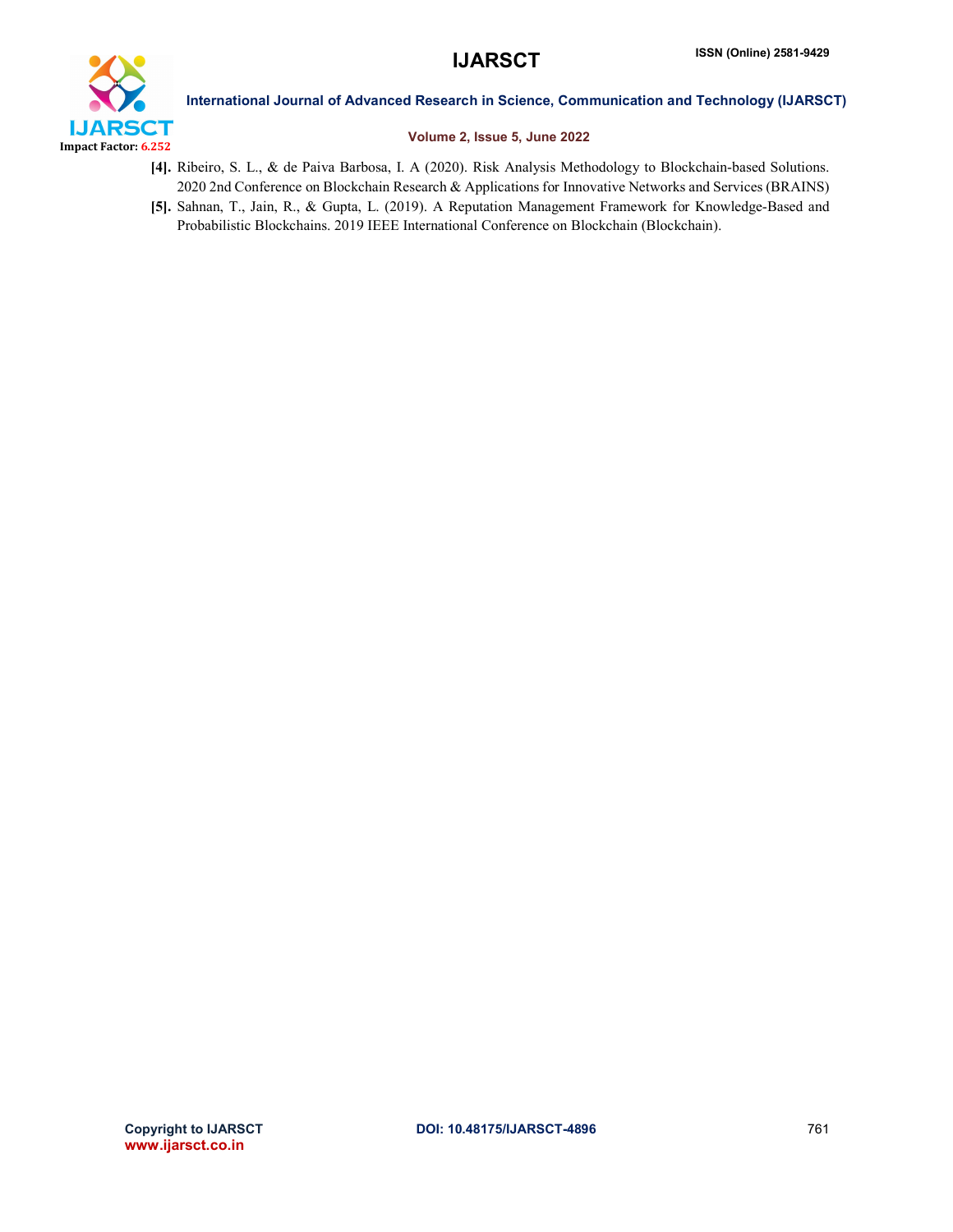[4]. Ribeiro, S. L., & de Paiva Barbosa, I. A (2020). Risk Analysis Methodology to Blockchain-based Solutions. 2020 2nd Conference on Blockchain Research & Applications for Innovative Networks and Services (BRAINS)

[5]. Sahnan, T., Jain, R., & Gupta, L. (2019). A Reputation Management Framework for Knowledge-Based and Probabilistic Blockchains. 2019 IEEE International Conference on Blockchain (Blockchain).